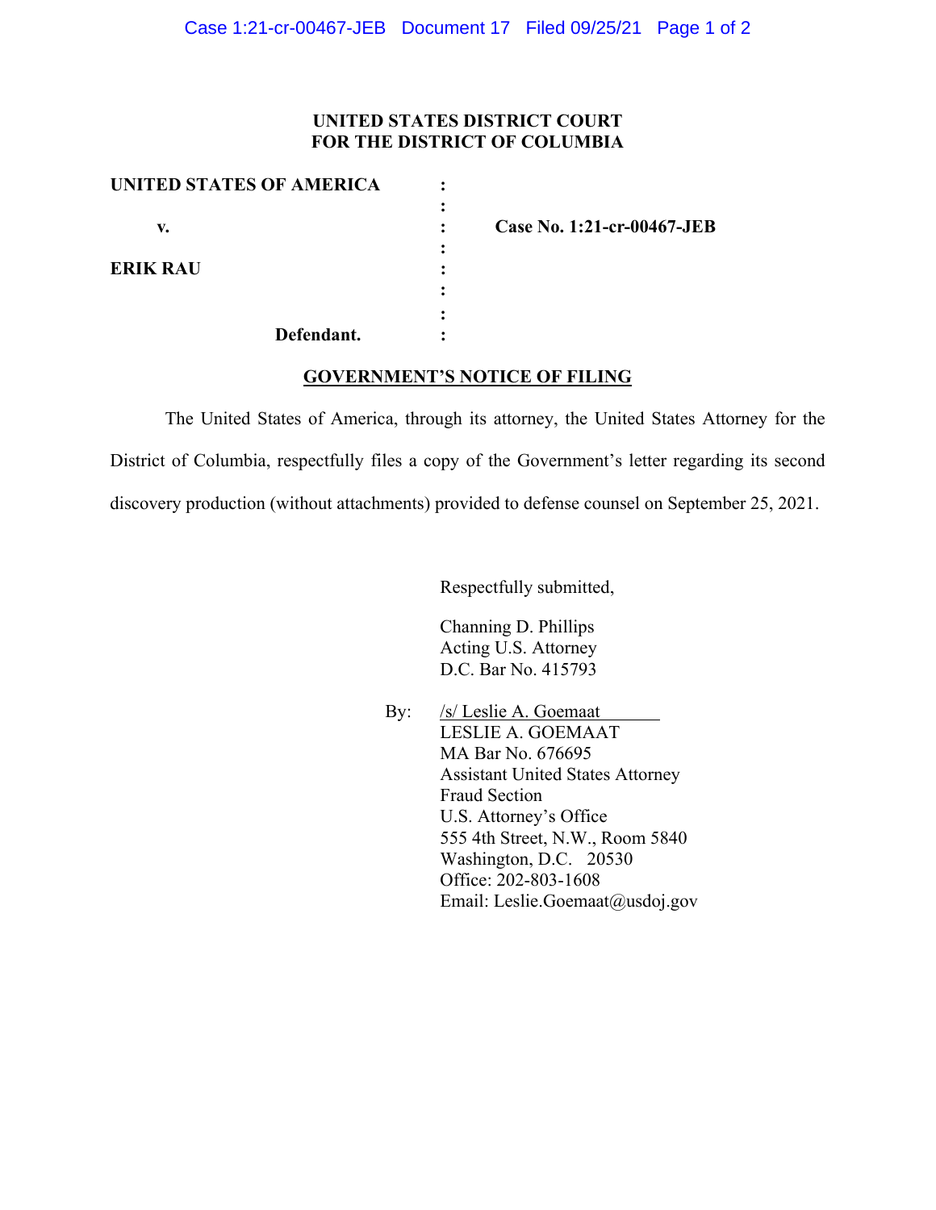**UNITED STATES DISTRICT COURT**
**FOR THE DISTRICT OF COLUMBIA**

| | | |
|---|---|---|
| **UNITED STATES OF AMERICA** | : | |
| | : | |
| **v.** | : | **Case No. 1:21-cr-00467-JEB** |
| | : | |
| **ERIK RAU** | : | |
| | : | |
| | : | |
| **Defendant.** | : | |

## <u>GOVERNMENT'S NOTICE OF FILING</u>

The United States of America, through its attorney, the United States Attorney for the District of Columbia, respectfully files a copy of the Government's letter regarding its second discovery production (without attachments) provided to defense counsel on September 25, 2021.

Respectfully submitted,

Channing D. Phillips
Acting U.S. Attorney
D.C. Bar No. 415793

By: <u>/s/ Leslie A. Goemaat</u>
LESLIE A. GOEMAAT
MA Bar No. 676695
Assistant United States Attorney
Fraud Section
U.S. Attorney's Office
555 4th Street, N.W., Room 5840
Washington, D.C. 20530
Office: 202-803-1608
Email: Leslie.Goemaat@usdoj.gov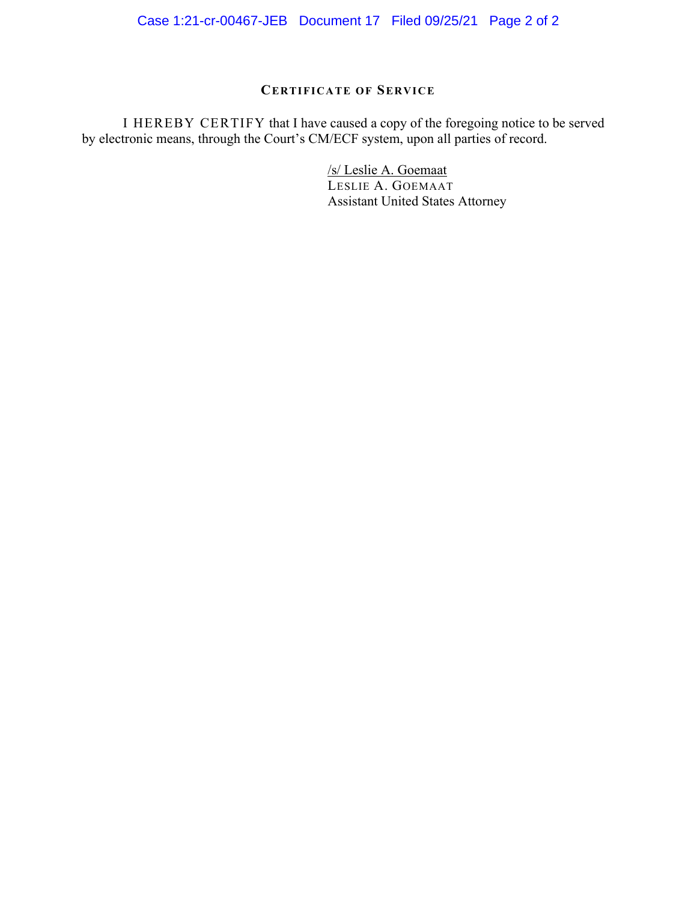## CERTIFICATE OF SERVICE

I HEREBY CERTIFY that I have caused a copy of the foregoing notice to be served by electronic means, through the Court's CM/ECF system, upon all parties of record.

/s/ Leslie A. Goemaat
LESLIE A. GOEMAAT
Assistant United States Attorney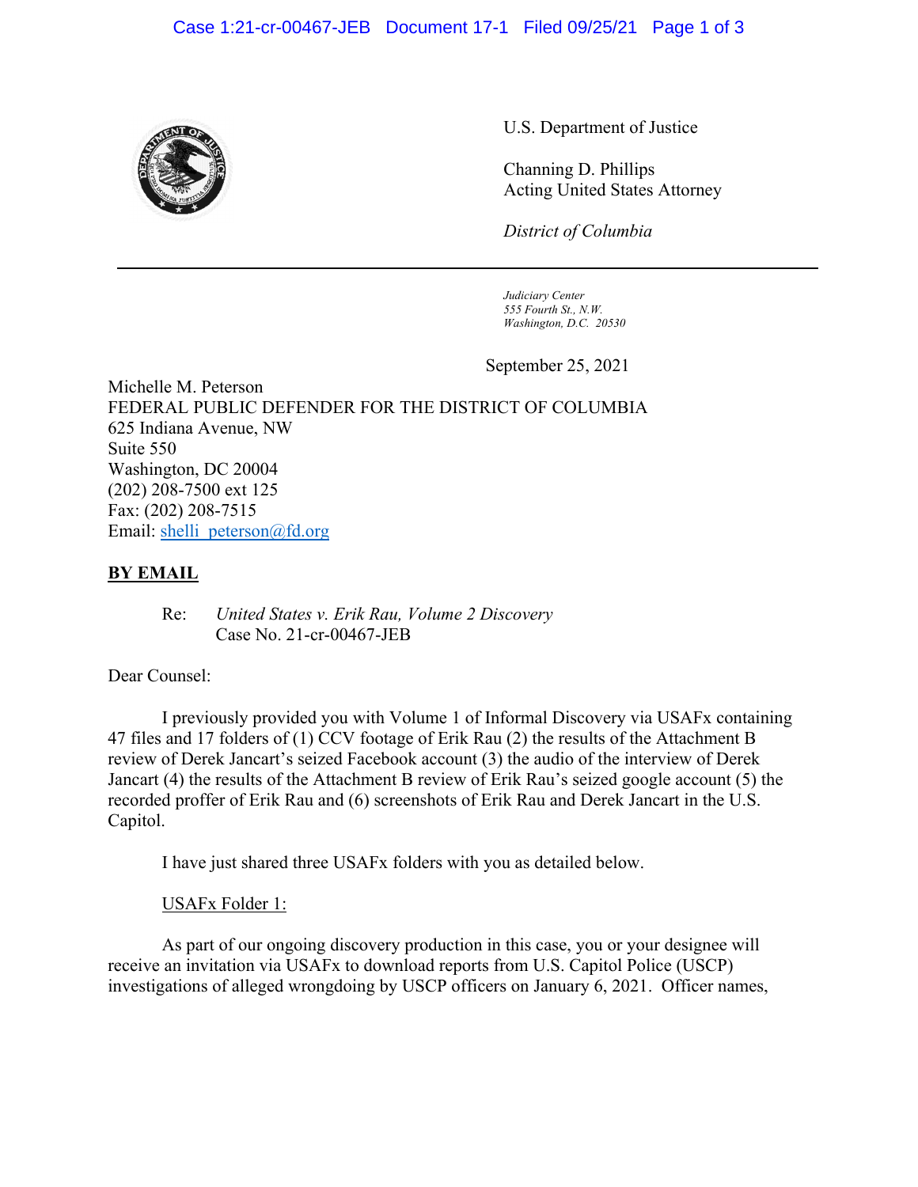U.S. Department of Justice

Channing D. Phillips
Acting United States Attorney

*District of Columbia*

---

*Judiciary Center*
*555 Fourth St., N.W.*
*Washington, D.C. 20530*

September 25, 2021

Michelle M. Peterson
FEDERAL PUBLIC DEFENDER FOR THE DISTRICT OF COLUMBIA
625 Indiana Avenue, NW
Suite 550
Washington, DC 20004
(202) 208-7500 ext 125
Fax: (202) 208-7515
Email: shelli_peterson@fd.org

**BY EMAIL**

Re: *United States v. Erik Rau, Volume 2 Discovery*
Case No. 21-cr-00467-JEB

Dear Counsel:

I previously provided you with Volume 1 of Informal Discovery via USAFx containing 47 files and 17 folders of (1) CCV footage of Erik Rau (2) the results of the Attachment B review of Derek Jancart's seized Facebook account (3) the audio of the interview of Derek Jancart (4) the results of the Attachment B review of Erik Rau's seized google account (5) the recorded proffer of Erik Rau and (6) screenshots of Erik Rau and Derek Jancart in the U.S. Capitol.

I have just shared three USAFx folders with you as detailed below.

USAFx Folder 1:

As part of our ongoing discovery production in this case, you or your designee will receive an invitation via USAFx to download reports from U.S. Capitol Police (USCP) investigations of alleged wrongdoing by USCP officers on January 6, 2021. Officer names,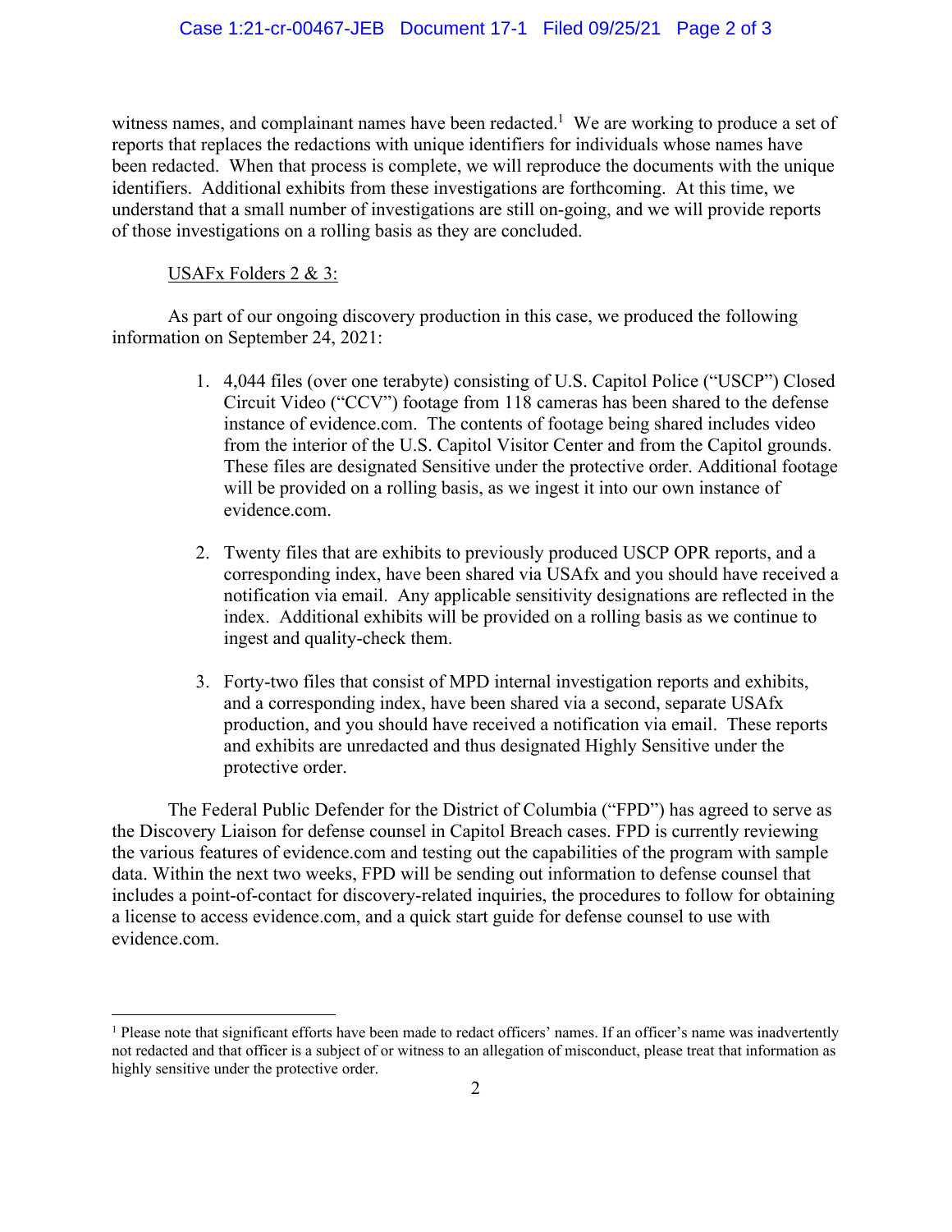witness names, and complainant names have been redacted.[1] We are working to produce a set of reports that replaces the redactions with unique identifiers for individuals whose names have been redacted. When that process is complete, we will reproduce the documents with the unique identifiers. Additional exhibits from these investigations are forthcoming. At this time, we understand that a small number of investigations are still on-going, and we will provide reports of those investigations on a rolling basis as they are concluded.

<u>USAFx Folders 2 & 3:</u>

As part of our ongoing discovery production in this case, we produced the following information on September 24, 2021:

1. 4,044 files (over one terabyte) consisting of U.S. Capitol Police ("USCP") Closed Circuit Video ("CCV") footage from 118 cameras has been shared to the defense instance of evidence.com. The contents of footage being shared includes video from the interior of the U.S. Capitol Visitor Center and from the Capitol grounds. These files are designated Sensitive under the protective order. Additional footage will be provided on a rolling basis, as we ingest it into our own instance of evidence.com.

2. Twenty files that are exhibits to previously produced USCP OPR reports, and a corresponding index, have been shared via USAfx and you should have received a notification via email. Any applicable sensitivity designations are reflected in the index. Additional exhibits will be provided on a rolling basis as we continue to ingest and quality-check them.

3. Forty-two files that consist of MPD internal investigation reports and exhibits, and a corresponding index, have been shared via a second, separate USAfx production, and you should have received a notification via email. These reports and exhibits are unredacted and thus designated Highly Sensitive under the protective order.

The Federal Public Defender for the District of Columbia ("FPD") has agreed to serve as the Discovery Liaison for defense counsel in Capitol Breach cases. FPD is currently reviewing the various features of evidence.com and testing out the capabilities of the program with sample data. Within the next two weeks, FPD will be sending out information to defense counsel that includes a point-of-contact for discovery-related inquiries, the procedures to follow for obtaining a license to access evidence.com, and a quick start guide for defense counsel to use with evidence.com.

---

[1] Please note that significant efforts have been made to redact officers' names. If an officer's name was inadvertently not redacted and that officer is a subject of or witness to an allegation of misconduct, please treat that information as highly sensitive under the protective order.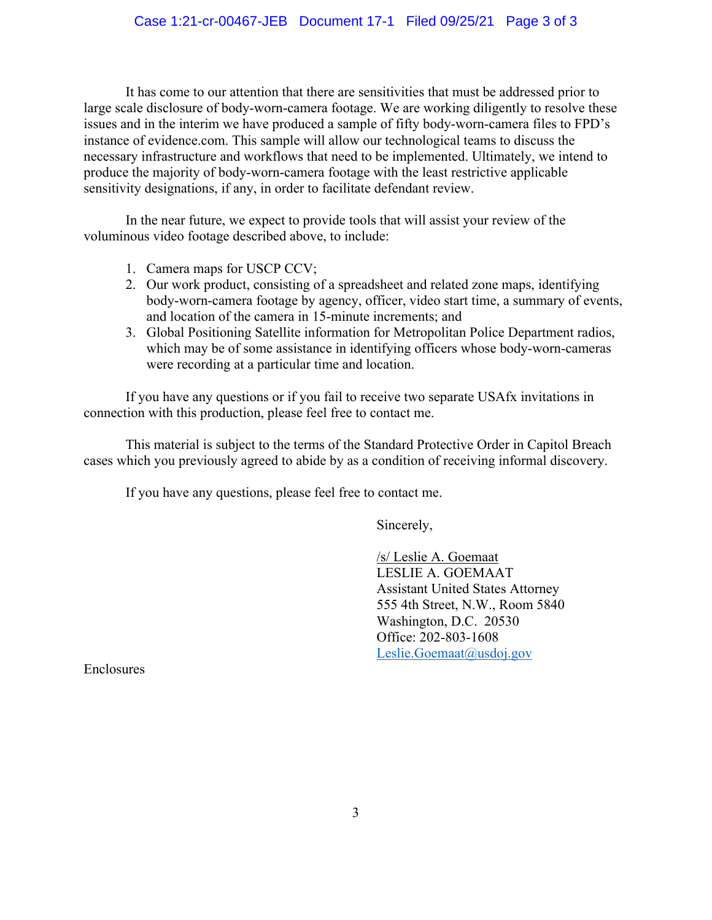It has come to our attention that there are sensitivities that must be addressed prior to large scale disclosure of body-worn-camera footage. We are working diligently to resolve these issues and in the interim we have produced a sample of fifty body-worn-camera files to FPD's instance of evidence.com. This sample will allow our technological teams to discuss the necessary infrastructure and workflows that need to be implemented. Ultimately, we intend to produce the majority of body-worn-camera footage with the least restrictive applicable sensitivity designations, if any, in order to facilitate defendant review.

In the near future, we expect to provide tools that will assist your review of the voluminous video footage described above, to include:

1. Camera maps for USCP CCV;
2. Our work product, consisting of a spreadsheet and related zone maps, identifying body-worn-camera footage by agency, officer, video start time, a summary of events, and location of the camera in 15-minute increments; and
3. Global Positioning Satellite information for Metropolitan Police Department radios, which may be of some assistance in identifying officers whose body-worn-cameras were recording at a particular time and location.

If you have any questions or if you fail to receive two separate USAfx invitations in connection with this production, please feel free to contact me.

This material is subject to the terms of the Standard Protective Order in Capitol Breach cases which you previously agreed to abide by as a condition of receiving informal discovery.

If you have any questions, please feel free to contact me.

Sincerely,

/s/ Leslie A. Goemaat
LESLIE A. GOEMAAT
Assistant United States Attorney
555 4th Street, N.W., Room 5840
Washington, D.C. 20530
Office: 202-803-1608
Leslie.Goemaat@usdoj.gov

Enclosures